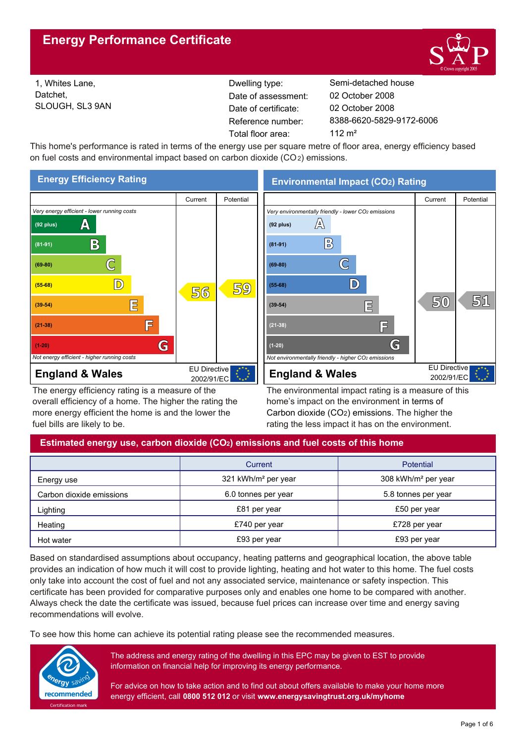# Energy Performance Certificate

1, Whites Lane,
Datchet,
SLOUGH, SL3 9AN

| | |
|---|---|
| Dwelling type: | Semi-detached house |
| Date of assessment: | 02 October 2008 |
| Date of certificate: | 02 October 2008 |
| Reference number: | 8388-6620-5829-9172-6006 |
| Total floor area: | 112 m² |

This home's performance is rated in terms of the energy use per square metre of floor area, energy efficiency based on fuel costs and environmental impact based on carbon dioxide ($CO_2$) emissions.

## Energy Efficiency Rating

| | Current | Potential |
|---|---|---|
| *Very energy efficient - lower running costs* | | |
| (92 plus) A | | |
| (81-91) B | | |
| (69-80) C | | |
| (55-68) D | 56 | 59 |
| (39-54) E | | |
| (21-38) F | | |
| (1-20) G | | |
| *Not energy efficient - higher running costs* | | |

**England & Wales** — EU Directive 2002/91/EC

The energy efficiency rating is a measure of the overall efficiency of a home. The higher the rating the more energy efficient the home is and the lower the fuel bills are likely to be.

## Environmental Impact ($CO_2$) Rating

| | Current | Potential |
|---|---|---|
| *Very environmentally friendly - lower $CO_2$ emissions* | | |
| (92 plus) A | | |
| (81-91) B | | |
| (69-80) C | | |
| (55-68) D | | |
| (39-54) E | 50 | 51 |
| (21-38) F | | |
| (1-20) G | | |
| *Not environmentally friendly - higher $CO_2$ emissions* | | |

**England & Wales** — EU Directive 2002/91/EC

The environmental impact rating is a measure of this home's impact on the environment in terms of Carbon dioxide ($CO_2$) emissions. The higher the rating the less impact it has on the environment.

## Estimated energy use, carbon dioxide ($CO_2$) emissions and fuel costs of this home

| | Current | Potential |
|---|---|---|
| Energy use | 321 kWh/m² per year | 308 kWh/m² per year |
| Carbon dioxide emissions | 6.0 tonnes per year | 5.8 tonnes per year |
| Lighting | £81 per year | £50 per year |
| Heating | £740 per year | £728 per year |
| Hot water | £93 per year | £93 per year |

Based on standardised assumptions about occupancy, heating patterns and geographical location, the above table provides an indication of how much it will cost to provide lighting, heating and hot water to this home. The fuel costs only take into account the cost of fuel and not any associated service, maintenance or safety inspection. This certificate has been provided for comparative purposes only and enables one home to be compared with another. Always check the date the certificate was issued, because fuel prices can increase over time and energy saving recommendations will evolve.

To see how this home can achieve its potential rating please see the recommended measures.

energy saving recommended — Certification mark

The address and energy rating of the dwelling in this EPC may be given to EST to provide information on financial help for improving its energy performance.

For advice on how to take action and to find out about offers available to make your home more energy efficient, call **0800 512 012** or visit **www.energysavingtrust.org.uk/myhome**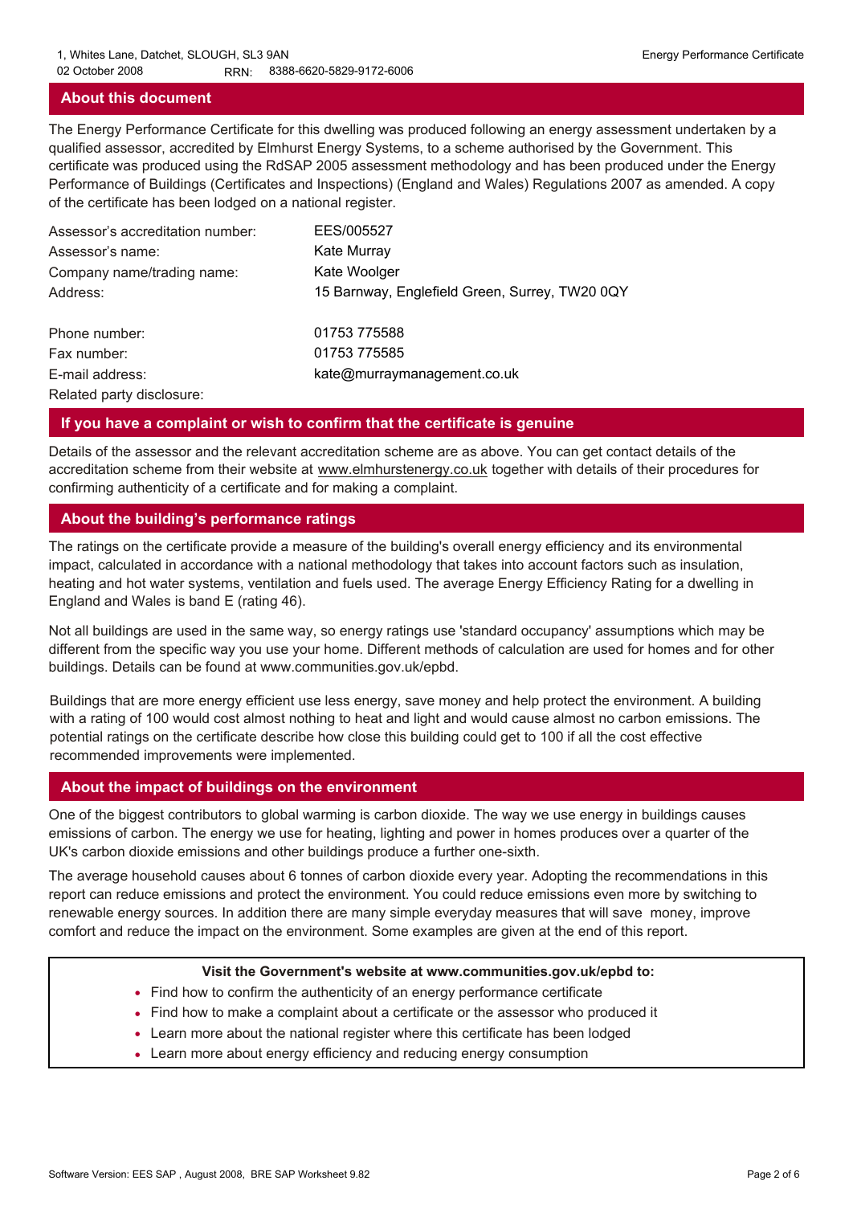## About this document

The Energy Performance Certificate for this dwelling was produced following an energy assessment undertaken by a qualified assessor, accredited by Elmhurst Energy Systems, to a scheme authorised by the Government. This certificate was produced using the RdSAP 2005 assessment methodology and has been produced under the Energy Performance of Buildings (Certificates and Inspections) (England and Wales) Regulations 2007 as amended. A copy of the certificate has been lodged on a national register.

| | |
|---|---|
| Assessor's accreditation number: | EES/005527 |
| Assessor's name: | Kate Murray |
| Company name/trading name: | Kate Woolger |
| Address: | 15 Barnway, Englefield Green, Surrey, TW20 0QY |
| Phone number: | 01753 775588 |
| Fax number: | 01753 775585 |
| E-mail address: | kate@murraymanagement.co.uk |
| Related party disclosure: | |

## If you have a complaint or wish to confirm that the certificate is genuine

Details of the assessor and the relevant accreditation scheme are as above. You can get contact details of the accreditation scheme from their website at www.elmhurstenergy.co.uk together with details of their procedures for confirming authenticity of a certificate and for making a complaint.

## About the building's performance ratings

The ratings on the certificate provide a measure of the building's overall energy efficiency and its environmental impact, calculated in accordance with a national methodology that takes into account factors such as insulation, heating and hot water systems, ventilation and fuels used. The average Energy Efficiency Rating for a dwelling in England and Wales is band E (rating 46).

Not all buildings are used in the same way, so energy ratings use 'standard occupancy' assumptions which may be different from the specific way you use your home. Different methods of calculation are used for homes and for other buildings. Details can be found at www.communities.gov.uk/epbd.

Buildings that are more energy efficient use less energy, save money and help protect the environment. A building with a rating of 100 would cost almost nothing to heat and light and would cause almost no carbon emissions. The potential ratings on the certificate describe how close this building could get to 100 if all the cost effective recommended improvements were implemented.

## About the impact of buildings on the environment

One of the biggest contributors to global warming is carbon dioxide. The way we use energy in buildings causes emissions of carbon. The energy we use for heating, lighting and power in homes produces over a quarter of the UK's carbon dioxide emissions and other buildings produce a further one-sixth.

The average household causes about 6 tonnes of carbon dioxide every year. Adopting the recommendations in this report can reduce emissions and protect the environment. You could reduce emissions even more by switching to renewable energy sources. In addition there are many simple everyday measures that will save money, improve comfort and reduce the impact on the environment. Some examples are given at the end of this report.

**Visit the Government's website at www.communities.gov.uk/epbd to:**

- Find how to confirm the authenticity of an energy performance certificate
- Find how to make a complaint about a certificate or the assessor who produced it
- Learn more about the national register where this certificate has been lodged
- Learn more about energy efficiency and reducing energy consumption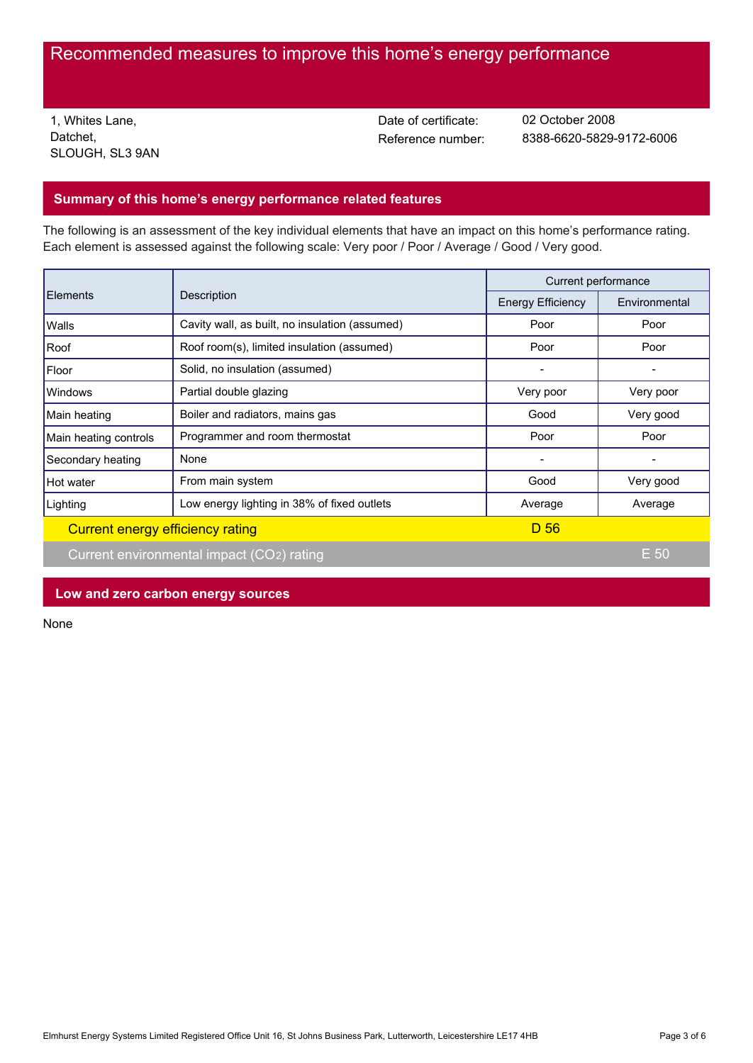# Recommended measures to improve this home's energy performance

1, Whites Lane,
Datchet,
SLOUGH, SL3 9AN

Date of certificate: 02 October 2008
Reference number: 8388-6620-5829-9172-6006

## Summary of this home's energy performance related features

The following is an assessment of the key individual elements that have an impact on this home's performance rating. Each element is assessed against the following scale: Very poor / Poor / Average / Good / Very good.

| Elements | Description | Current performance | |
|---|---|---|---|
| | | Energy Efficiency | Environmental |
| Walls | Cavity wall, as built, no insulation (assumed) | Poor | Poor |
| Roof | Roof room(s), limited insulation (assumed) | Poor | Poor |
| Floor | Solid, no insulation (assumed) | - | - |
| Windows | Partial double glazing | Very poor | Very poor |
| Main heating | Boiler and radiators, mains gas | Good | Very good |
| Main heating controls | Programmer and room thermostat | Poor | Poor |
| Secondary heating | None | - | - |
| Hot water | From main system | Good | Very good |
| Lighting | Low energy lighting in 38% of fixed outlets | Average | Average |

Current energy efficiency rating: D 56

Current environmental impact ($CO_2$) rating: E 50

## Low and zero carbon energy sources

None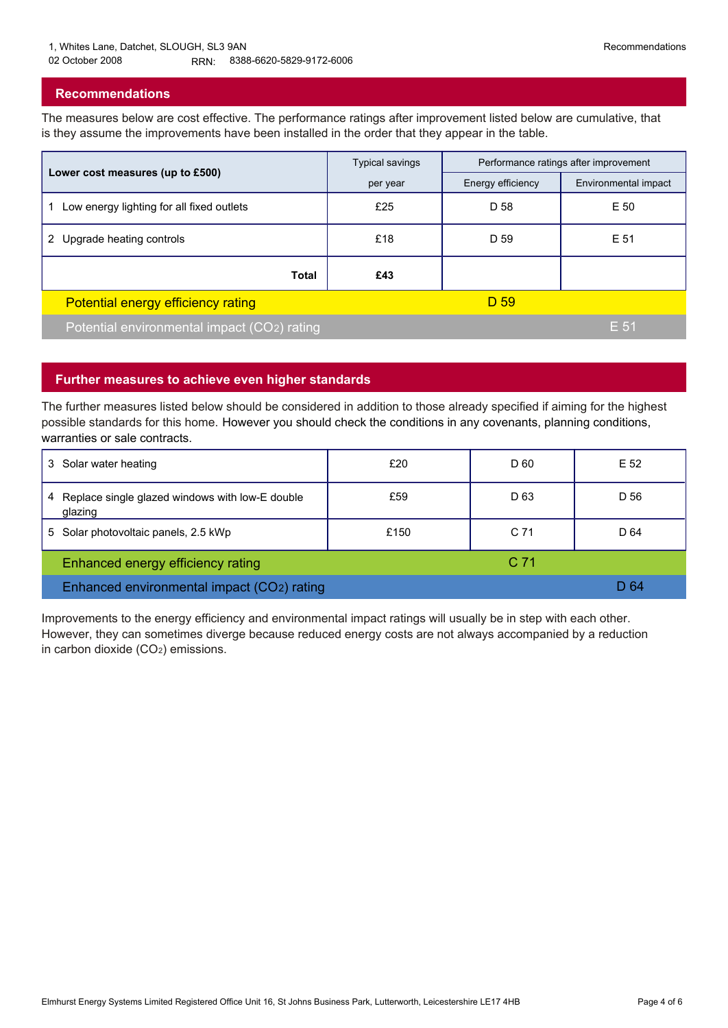1, Whites Lane, Datchet, SLOUGH, SL3 9AN
02 October 2008 RRN: 8388-6620-5829-9172-6006

## Recommendations

The measures below are cost effective. The performance ratings after improvement listed below are cumulative, that is they assume the improvements have been installed in the order that they appear in the table.

| Lower cost measures (up to £500) | Typical savings per year | Performance ratings after improvement | |
|---|---|---|---|
| | | Energy efficiency | Environmental impact |
| 1 Low energy lighting for all fixed outlets | £25 | D 58 | E 50 |
| 2 Upgrade heating controls | £18 | D 59 | E 51 |
| **Total** | **£43** | | |
| Potential energy efficiency rating | | D 59 | |
| Potential environmental impact ($CO_2$) rating | | | E 51 |

## Further measures to achieve even higher standards

The further measures listed below should be considered in addition to those already specified if aiming for the highest possible standards for this home. However you should check the conditions in any covenants, planning conditions, warranties or sale contracts.

| Measure | Typical savings per year | Energy efficiency | Environmental impact |
|---|---|---|---|
| 3 Solar water heating | £20 | D 60 | E 52 |
| 4 Replace single glazed windows with low-E double glazing | £59 | D 63 | D 56 |
| 5 Solar photovoltaic panels, 2.5 kWp | £150 | C 71 | D 64 |
| Enhanced energy efficiency rating | | C 71 | |
| Enhanced environmental impact ($CO_2$) rating | | | D 64 |

Improvements to the energy efficiency and environmental impact ratings will usually be in step with each other. However, they can sometimes diverge because reduced energy costs are not always accompanied by a reduction in carbon dioxide ($CO_2$) emissions.

Elmhurst Energy Systems Limited Registered Office Unit 16, St Johns Business Park, Lutterworth, Leicestershire LE17 4HB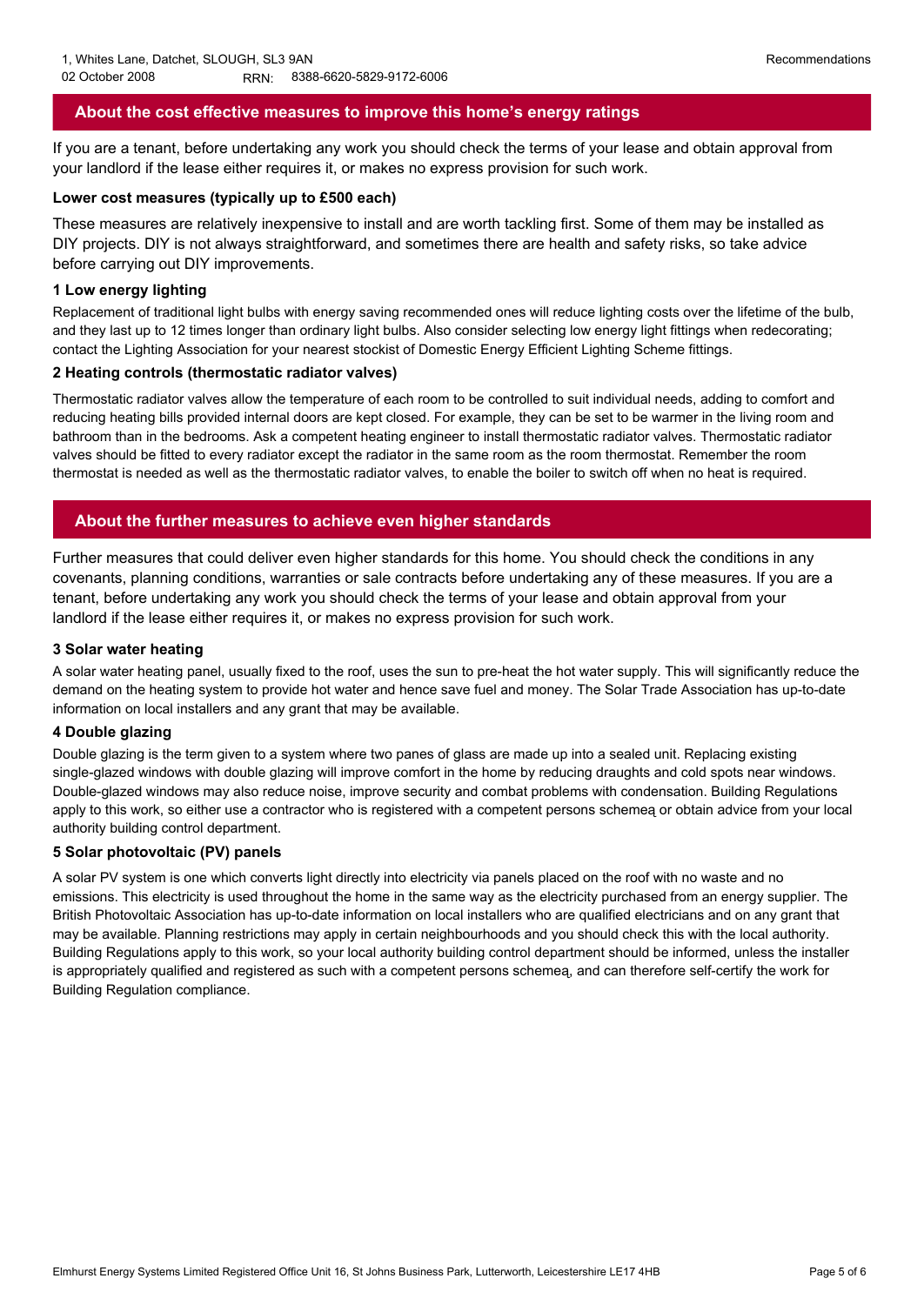## About the cost effective measures to improve this home's energy ratings

If you are a tenant, before undertaking any work you should check the terms of your lease and obtain approval from your landlord if the lease either requires it, or makes no express provision for such work.

**Lower cost measures (typically up to £500 each)**

These measures are relatively inexpensive to install and are worth tackling first. Some of them may be installed as DIY projects. DIY is not always straightforward, and sometimes there are health and safety risks, so take advice before carrying out DIY improvements.

### 1 Low energy lighting

Replacement of traditional light bulbs with energy saving recommended ones will reduce lighting costs over the lifetime of the bulb, and they last up to 12 times longer than ordinary light bulbs. Also consider selecting low energy light fittings when redecorating; contact the Lighting Association for your nearest stockist of Domestic Energy Efficient Lighting Scheme fittings.

### 2 Heating controls (thermostatic radiator valves)

Thermostatic radiator valves allow the temperature of each room to be controlled to suit individual needs, adding to comfort and reducing heating bills provided internal doors are kept closed. For example, they can be set to be warmer in the living room and bathroom than in the bedrooms. Ask a competent heating engineer to install thermostatic radiator valves. Thermostatic radiator valves should be fitted to every radiator except the radiator in the same room as the room thermostat. Remember the room thermostat is needed as well as the thermostatic radiator valves, to enable the boiler to switch off when no heat is required.

## About the further measures to achieve even higher standards

Further measures that could deliver even higher standards for this home. You should check the conditions in any covenants, planning conditions, warranties or sale contracts before undertaking any of these measures. If you are a tenant, before undertaking any work you should check the terms of your lease and obtain approval from your landlord if the lease either requires it, or makes no express provision for such work.

### 3 Solar water heating

A solar water heating panel, usually fixed to the roof, uses the sun to pre-heat the hot water supply. This will significantly reduce the demand on the heating system to provide hot water and hence save fuel and money. The Solar Trade Association has up-to-date information on local installers and any grant that may be available.

### 4 Double glazing

Double glazing is the term given to a system where two panes of glass are made up into a sealed unit. Replacing existing single-glazed windows with double glazing will improve comfort in the home by reducing draughts and cold spots near windows. Double-glazed windows may also reduce noise, improve security and combat problems with condensation. Building Regulations apply to this work, so either use a contractor who is registered with a competent persons schemeą or obtain advice from your local authority building control department.

### 5 Solar photovoltaic (PV) panels

A solar PV system is one which converts light directly into electricity via panels placed on the roof with no waste and no emissions. This electricity is used throughout the home in the same way as the electricity purchased from an energy supplier. The British Photovoltaic Association has up-to-date information on local installers who are qualified electricians and on any grant that may be available. Planning restrictions may apply in certain neighbourhoods and you should check this with the local authority. Building Regulations apply to this work, so your local authority building control department should be informed, unless the installer is appropriately qualified and registered as such with a competent persons schemeą, and can therefore self-certify the work for Building Regulation compliance.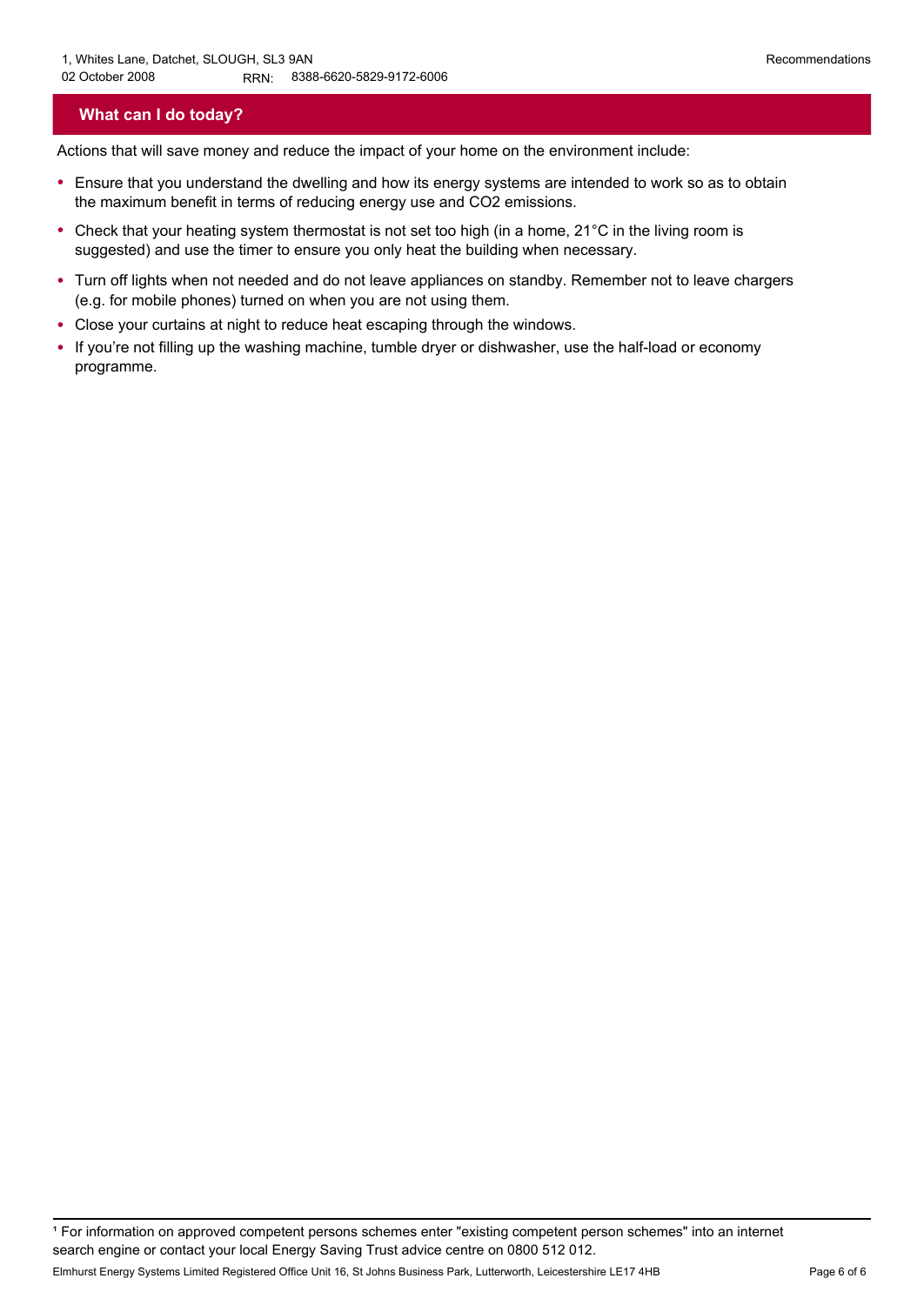## What can I do today?

Actions that will save money and reduce the impact of your home on the environment include:

- Ensure that you understand the dwelling and how its energy systems are intended to work so as to obtain the maximum benefit in terms of reducing energy use and $CO_2$ emissions.
- Check that your heating system thermostat is not set too high (in a home, 21°C in the living room is suggested) and use the timer to ensure you only heat the building when necessary.
- Turn off lights when not needed and do not leave appliances on standby. Remember not to leave chargers (e.g. for mobile phones) turned on when you are not using them.
- Close your curtains at night to reduce heat escaping through the windows.
- If you're not filling up the washing machine, tumble dryer or dishwasher, use the half-load or economy programme.

[1] For information on approved competent persons schemes enter "existing competent person schemes" into an internet search engine or contact your local Energy Saving Trust advice centre on 0800 512 012.